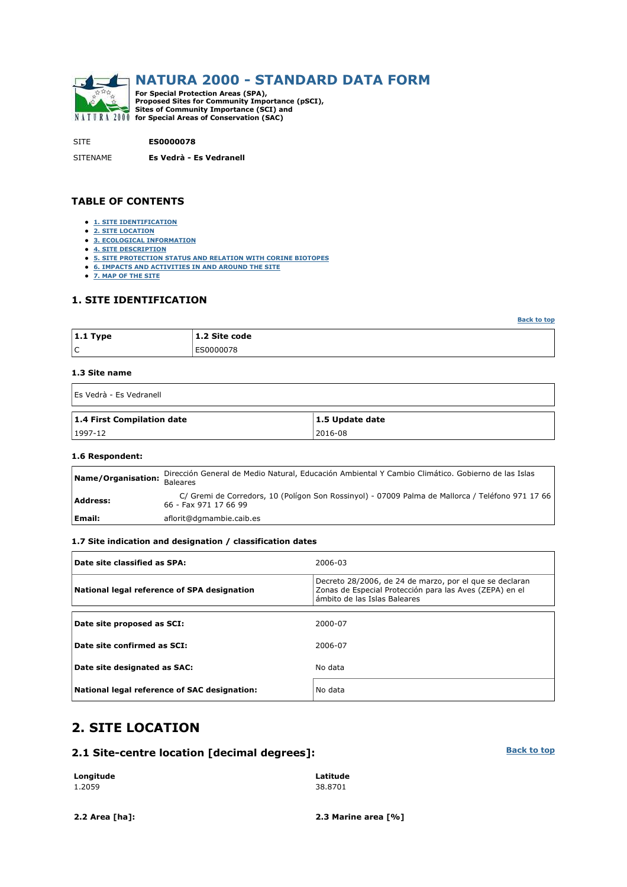# NATURA 2000 - STANDARD DATA FORM

**For Special Protection Areas (SPA), Proposed Sites for Community Importance (pSCI), Sites of Community Importance (SCI) and for Special Areas of Conservation (SAC)**

SITE **ES0000078**

SITENAME **Es Vedrà - Es Vedranell**

## TABLE OF CONTENTS

- 1. SITE IDENTIFICATION
- 2. SITE LOCATION
- 3. ECOLOGICAL INFORMATION
- 4. SITE DESCRIPTION
- 5. SITE PROTECTION STATUS AND RELATION WITH CORINE BIOTOPES
- 6. IMPACTS AND ACTIVITIES IN AND AROUND THE SITE
- 7. MAP OF THE SITE

## 1. SITE IDENTIFICATION

Back to top

| 1.1 Type | 1.2 Site code |
|---|---|
| C | ES0000078 |

### 1.3 Site name

Es Vedrà - Es Vedranell

| 1.4 First Compilation date | 1.5 Update date |
|---|---|
| 1997-12 | 2016-08 |

### 1.6 Respondent:

| | |
|---|---|
| **Name/Organisation:** | Dirección General de Medio Natural, Educación Ambiental Y Cambio Climático. Gobierno de las Islas Baleares |
| **Address:** | C/ Gremi de Corredors, 10 (Polígon Son Rossinyol) - 07009 Palma de Mallorca / Teléfono 971 17 66 66 - Fax 971 17 66 99 |
| **Email:** | aflorit@dgmambie.caib.es |

### 1.7 Site indication and designation / classification dates

| | |
|---|---|
| **Date site classified as SPA:** | 2006-03 |
| **National legal reference of SPA designation** | Decreto 28/2006, de 24 de marzo, por el que se declaran Zonas de Especial Protección para las Aves (ZEPA) en el ámbito de las Islas Baleares |

| | |
|---|---|
| **Date site proposed as SCI:** | 2000-07 |
| **Date site confirmed as SCI:** | 2006-07 |
| **Date site designated as SAC:** | No data |
| **National legal reference of SAC designation:** | No data |

# 2. SITE LOCATION

## 2.1 Site-centre location [decimal degrees]:

Back to top

| Longitude | Latitude |
|---|---|
| 1.2059 | 38.8701 |

**2.2 Area [ha]:**

**2.3 Marine area [%]**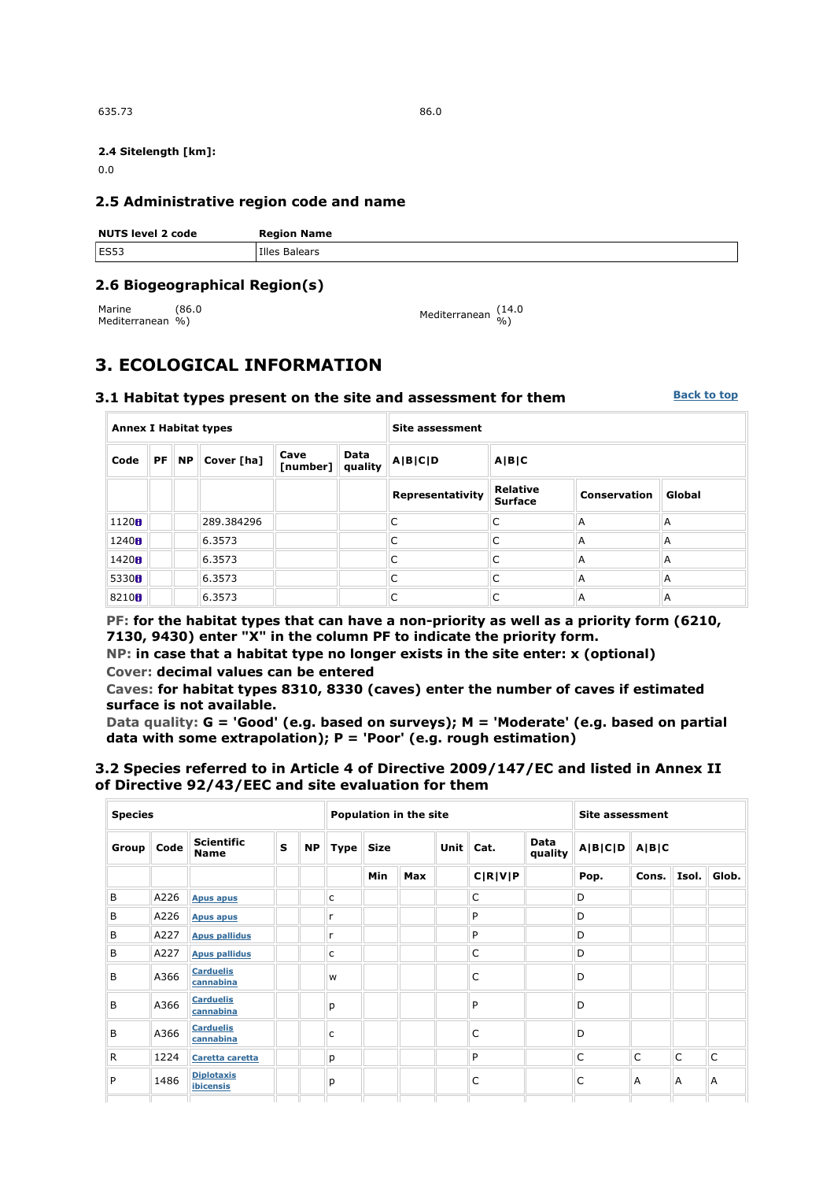635.73

86.0

**2.4 Sitelength [km]:**

0.0

## 2.5 Administrative region code and name

| NUTS level 2 code | Region Name |
|---|---|
| ES53 | Illes Balears |

## 2.6 Biogeographical Region(s)

Marine Mediterranean (86.0 %)

Mediterranean (14.0 %)

# 3. ECOLOGICAL INFORMATION

## 3.1 Habitat types present on the site and assessment for them

Back to top

| Annex I Habitat types | | | | | | Site assessment | | | |
|---|---|---|---|---|---|---|---|---|---|
| Code | PF | NP | Cover [ha] | Cave [number] | Data quality | A\|B\|C\|D | A\|B\|C | | |
| | | | | | | Representativity | Relative Surface | Conservation | Global |
| 1120 | | | 289.384296 | | | C | C | A | A |
| 1240 | | | 6.3573 | | | C | C | A | A |
| 1420 | | | 6.3573 | | | C | C | A | A |
| 5330 | | | 6.3573 | | | C | C | A | A |
| 8210 | | | 6.3573 | | | C | C | A | A |

**PF:** **for the habitat types that can have a non-priority as well as a priority form (6210, 7130, 9430) enter "X" in the column PF to indicate the priority form.**
**NP:** **in case that a habitat type no longer exists in the site enter: x (optional)**
**Cover:** **decimal values can be entered**
**Caves:** **for habitat types 8310, 8330 (caves) enter the number of caves if estimated surface is not available.**
**Data quality:** **G = 'Good' (e.g. based on surveys); M = 'Moderate' (e.g. based on partial data with some extrapolation); P = 'Poor' (e.g. rough estimation)**

## 3.2 Species referred to in Article 4 of Directive 2009/147/EC and listed in Annex II of Directive 92/43/EEC and site evaluation for them

| Species | | | | | Population in the site | | | | | | Site assessment | | | |
|---|---|---|---|---|---|---|---|---|---|---|---|---|---|---|
| Group | Code | Scientific Name | S | NP | Type | Size | | Unit | Cat. | Data quality | A\|B\|C\|D | A\|B\|C | | |
| | | | | | | Min | Max | | C\|R\|V\|P | | Pop. | Cons. | Isol. | Glob. |
| B | A226 | Apus apus | | | c | | | | C | | D | | | |
| B | A226 | Apus apus | | | r | | | | P | | D | | | |
| B | A227 | Apus pallidus | | | r | | | | P | | D | | | |
| B | A227 | Apus pallidus | | | c | | | | C | | D | | | |
| B | A366 | Carduelis cannabina | | | w | | | | C | | D | | | |
| B | A366 | Carduelis cannabina | | | p | | | | P | | D | | | |
| B | A366 | Carduelis cannabina | | | c | | | | C | | D | | | |
| R | 1224 | Caretta caretta | | | p | | | | P | | C | C | C | C |
| P | 1486 | Diplotaxis ibicensis | | | p | | | | C | | C | A | A | A |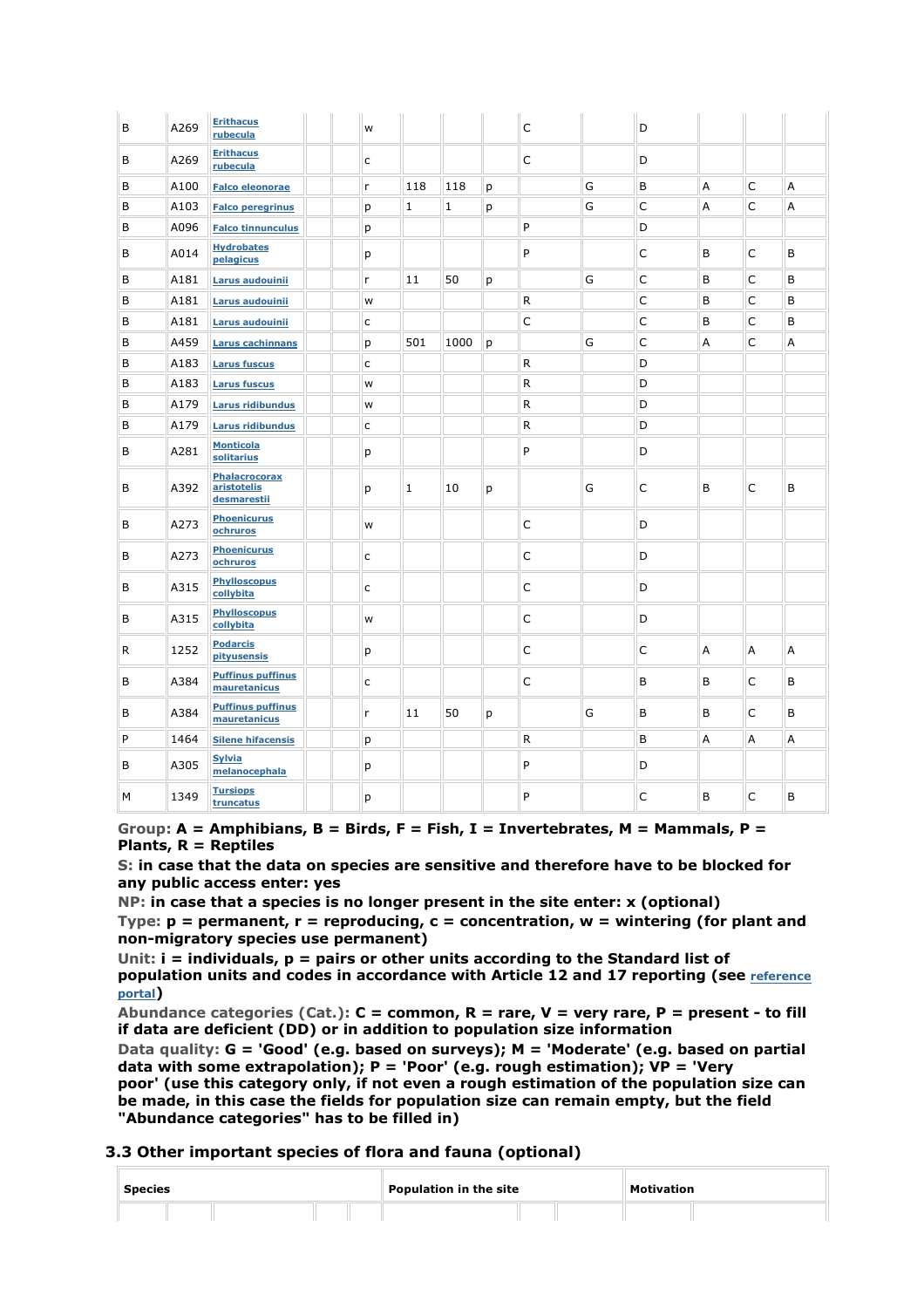| B | A269 | Erithacus rubecula | | | w | | | | C | | D | | | |
|---|---|---|---|---|---|---|---|---|---|---|---|---|---|---|
| B | A269 | Erithacus rubecula | | | c | | | | C | | D | | | |
| B | A100 | Falco eleonorae | | | r | 118 | 118 | p | | G | B | A | C | A |
| B | A103 | Falco peregrinus | | | p | 1 | 1 | p | | G | C | A | C | A |
| B | A096 | Falco tinnunculus | | | p | | | | P | | D | | | |
| B | A014 | Hydrobates pelagicus | | | p | | | | P | | C | B | C | B |
| B | A181 | Larus audouinii | | | r | 11 | 50 | p | | G | C | B | C | B |
| B | A181 | Larus audouinii | | | w | | | | R | | C | B | C | B |
| B | A181 | Larus audouinii | | | c | | | | C | | C | B | C | B |
| B | A459 | Larus cachinnans | | | p | 501 | 1000 | p | | G | C | A | C | A |
| B | A183 | Larus fuscus | | | c | | | | R | | D | | | |
| B | A183 | Larus fuscus | | | w | | | | R | | D | | | |
| B | A179 | Larus ridibundus | | | w | | | | R | | D | | | |
| B | A179 | Larus ridibundus | | | c | | | | R | | D | | | |
| B | A281 | Monticola solitarius | | | p | | | | P | | D | | | |
| B | A392 | Phalacrocorax aristotelis desmarestii | | | p | 1 | 10 | p | | G | C | B | C | B |
| B | A273 | Phoenicurus ochruros | | | w | | | | C | | D | | | |
| B | A273 | Phoenicurus ochruros | | | c | | | | C | | D | | | |
| B | A315 | Phylloscopus collybita | | | c | | | | C | | D | | | |
| B | A315 | Phylloscopus collybita | | | w | | | | C | | D | | | |
| R | 1252 | Podarcis pityusensis | | | p | | | | C | | C | A | A | A |
| B | A384 | Puffinus puffinus mauretanicus | | | c | | | | C | | B | B | C | B |
| B | A384 | Puffinus puffinus mauretanicus | | | r | 11 | 50 | p | | G | B | B | C | B |
| P | 1464 | Silene hifacensis | | | p | | | | R | | B | A | A | A |
| B | A305 | Sylvia melanocephala | | | p | | | | P | | D | | | |
| M | 1349 | Tursiops truncatus | | | p | | | | P | | C | B | C | B |

**Group: A = Amphibians, B = Birds, F = Fish, I = Invertebrates, M = Mammals, P = Plants, R = Reptiles**

**S: in case that the data on species are sensitive and therefore have to be blocked for any public access enter: yes**

**NP: in case that a species is no longer present in the site enter: x (optional)**

**Type: p = permanent, r = reproducing, c = concentration, w = wintering (for plant and non-migratory species use permanent)**

**Unit: i = individuals, p = pairs or other units according to the Standard list of population units and codes in accordance with Article 12 and 17 reporting (see reference portal)**

**Abundance categories (Cat.): C = common, R = rare, V = very rare, P = present - to fill if data are deficient (DD) or in addition to population size information**

**Data quality: G = 'Good' (e.g. based on surveys); M = 'Moderate' (e.g. based on partial data with some extrapolation); P = 'Poor' (e.g. rough estimation); VP = 'Very poor' (use this category only, if not even a rough estimation of the population size can be made, in this case the fields for population size can remain empty, but the field "Abundance categories" has to be filled in)**

### 3.3 Other important species of flora and fauna (optional)

| Species | | | | | Population in the site | | | Motivation | |
|---|---|---|---|---|---|---|---|---|---|
| | | | | | | | | | |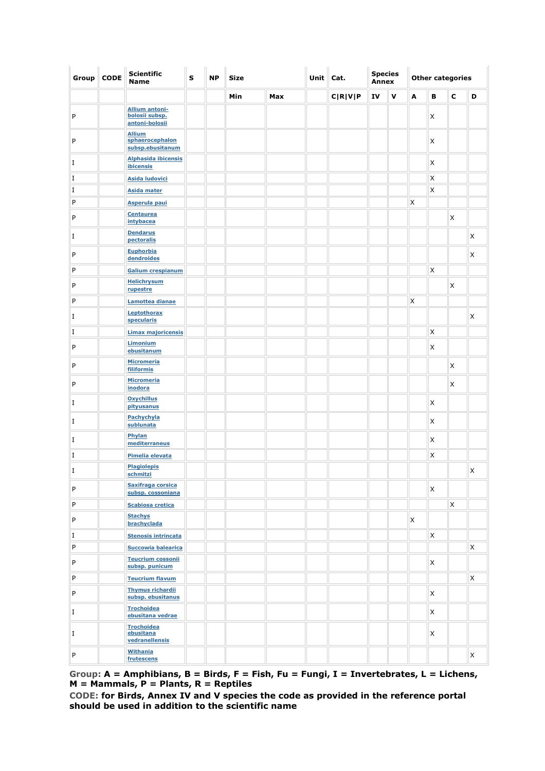| Group | CODE | Scientific Name | S | NP | Size | | Unit | Cat. | Species Annex | | Other categories | | | |
|---|---|---|---|---|---|---|---|---|---|---|---|---|---|---|
| | | | | | Min | Max | | C\|R\|V\|P | IV | V | A | B | C | D |
| P | | Allium antoni-bolosii subsp. antoni-bolosii | | | | | | | | | | X | | |
| P | | Allium sphaerocephalon subsp.ebusitanum | | | | | | | | | | X | | |
| I | | Alphasida ibicensis ibicensis | | | | | | | | | | X | | |
| I | | Asida ludovici | | | | | | | | | | X | | |
| I | | Asida mater | | | | | | | | | | X | | |
| P | | Asperula paui | | | | | | | | | X | | | |
| P | | Centaurea intybacea | | | | | | | | | | | X | |
| I | | Dendarus pectoralis | | | | | | | | | | | | X |
| P | | Euphorbia dendroides | | | | | | | | | | | | X |
| P | | Galium crespianum | | | | | | | | | | X | | |
| P | | Helichrysum rupestre | | | | | | | | | | | X | |
| P | | Lamottea dianae | | | | | | | | | X | | | |
| I | | Leptothorax specularis | | | | | | | | | | | | X |
| I | | Limax majoricensis | | | | | | | | | | X | | |
| P | | Limonium ebusitanum | | | | | | | | | | X | | |
| P | | Micromeria filiformis | | | | | | | | | | | X | |
| P | | Micromeria inodora | | | | | | | | | | | X | |
| I | | Oxychillus pityusanus | | | | | | | | | | X | | |
| I | | Pachychyla sublunata | | | | | | | | | | X | | |
| I | | Phylan mediterraneus | | | | | | | | | | X | | |
| I | | Pimelia elevata | | | | | | | | | | X | | |
| I | | Plagiolepis schmitzi | | | | | | | | | | | | X |
| P | | Saxifraga corsica subsp. cossoniana | | | | | | | | | | X | | |
| P | | Scabiosa cretica | | | | | | | | | | | X | |
| P | | Stachys brachyclada | | | | | | | | | X | | | |
| I | | Stenosis intrincata | | | | | | | | | | X | | |
| P | | Succowia balearica | | | | | | | | | | | | X |
| P | | Teucrium cossonii subsp. punicum | | | | | | | | | | X | | |
| P | | Teucrium flavum | | | | | | | | | | | | X |
| P | | Thymus richardii subsp. ebusitanus | | | | | | | | | | X | | |
| I | | Trochoidea ebusitana vedrae | | | | | | | | | | X | | |
| I | | Trochoidea ebusitana vedranellensis | | | | | | | | | | X | | |
| P | | Withania frutescens | | | | | | | | | | | | X |

**Group:** A = Amphibians, B = Birds, F = Fish, Fu = Fungi, I = Invertebrates, L = Lichens, M = Mammals, P = Plants, R = Reptiles

**CODE:** for Birds, Annex IV and V species the code as provided in the reference portal should be used in addition to the scientific name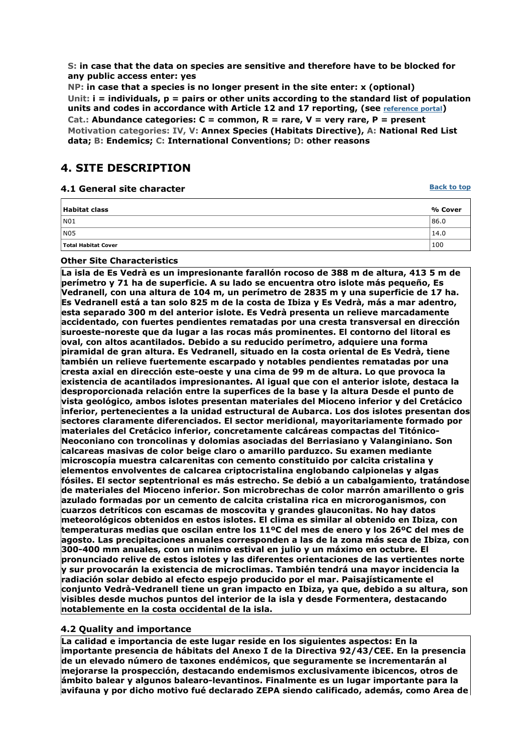**S:** in case that the data on species are sensitive and therefore have to be blocked for any public access enter: yes
**NP:** in case that a species is no longer present in the site enter: x (optional)
**Unit:** i = individuals, p = pairs or other units according to the standard list of population units and codes in accordance with Article 12 and 17 reporting, (see reference portal)
**Cat.:** Abundance categories: C = common, R = rare, V = very rare, P = present
**Motivation categories: IV, V:** Annex Species (Habitats Directive), **A:** National Red List data; **B:** Endemics; **C:** International Conventions; **D:** other reasons

## 4. SITE DESCRIPTION

### 4.1 General site character

| Habitat class | % Cover |
|---|---|
| N01 | 86.0 |
| N05 | 14.0 |
| **Total Habitat Cover** | 100 |

**Other Site Characteristics**

La isla de Es Vedrà es un impresionante farallón rocoso de 388 m de altura, 413 5 m de perímetro y 71 ha de superficie. A su lado se encuentra otro islote más pequeño, Es Vedranell, con una altura de 104 m, un perímetro de 2835 m y una superficie de 17 ha. Es Vedranell está a tan solo 825 m de la costa de Ibiza y Es Vedrà, más a mar adentro, esta separado 300 m del anterior islote. Es Vedrà presenta un relieve marcadamente accidentado, con fuertes pendientes rematadas por una cresta transversal en dirección suroeste-noreste que da lugar a las rocas más prominentes. El contorno del litoral es oval, con altos acantilados. Debido a su reducido perímetro, adquiere una forma piramidal de gran altura. Es Vedranell, situado en la costa oriental de Es Vedrà, tiene también un relieve fuertemente escarpado y notables pendientes rematadas por una cresta axial en dirección este-oeste y una cima de 99 m de altura. Lo que provoca la existencia de acantilados impresionantes. Al igual que con el anterior islote, destaca la desproporcionada relación entre la superfices de la base y la altura Desde el punto de vista geológico, ambos islotes presentan materiales del Mioceno inferior y del Cretácico inferior, pertenecientes a la unidad estructural de Aubarca. Los dos islotes presentan dos sectores claramente diferenciados. El sector meridional, mayoritariamente formado por materiales del Cretácico inferior, concretamente calcáreas compactas del Titónico-Neoconiano con troncolinas y dolomias asociadas del Berriasiano y Valanginiano. Son calcareas masivas de color beige claro o amarillo parduzco. Su examen mediante microscopía muestra calcarenitas con cemento constituido por calcita cristalina y elementos envolventes de calcarea criptocristalina englobando calpionelas y algas fósiles. El sector septentrional es más estrecho. Se debió a un cabalgamiento, tratándose de materiales del Mioceno inferior. Son microbrechas de color marrón amarillento o gris azulado formadas por un cemento de calcita cristalina rica en microroganismos, con cuarzos detríticos con escamas de moscovita y grandes glauconitas. No hay datos meteorológicos obtenidos en estos islotes. El clima es similar al obtenido en Ibiza, con temperaturas medias que oscilan entre los 11ºC del mes de enero y los 26ºC del mes de agosto. Las precipitaciones anuales corresponden a las de la zona más seca de Ibiza, con 300-400 mm anuales, con un mínimo estival en julio y un máximo en octubre. El pronunciado relive de estos islotes y las diferentes orientaciones de las vertientes norte y sur provocarán la existencia de microclimas. También tendrá una mayor incidencia la radiación solar debido al efecto espejo producido por el mar. Paisajísticamente el conjunto Vedrà-Vedranell tiene un gran impacto en Ibiza, ya que, debido a su altura, son visibles desde muchos puntos del interior de la isla y desde Formentera, destacando notablemente en la costa occidental de la isla.

### 4.2 Quality and importance

La calidad e importancia de este lugar reside en los siguientes aspectos: En la importante presencia de hábitats del Anexo I de la Directiva 92/43/CEE. En la presencia de un elevado número de taxones endémicos, que seguramente se incrementarán al mejorarse la prospección, destacando endemismos exclusivamente ibicencos, otros de ámbito balear y algunos baleаro-levantinos. Finalmente es un lugar importante para la avifauna y por dicho motivo fué declarado ZEPA siendo calificado, además, como Area de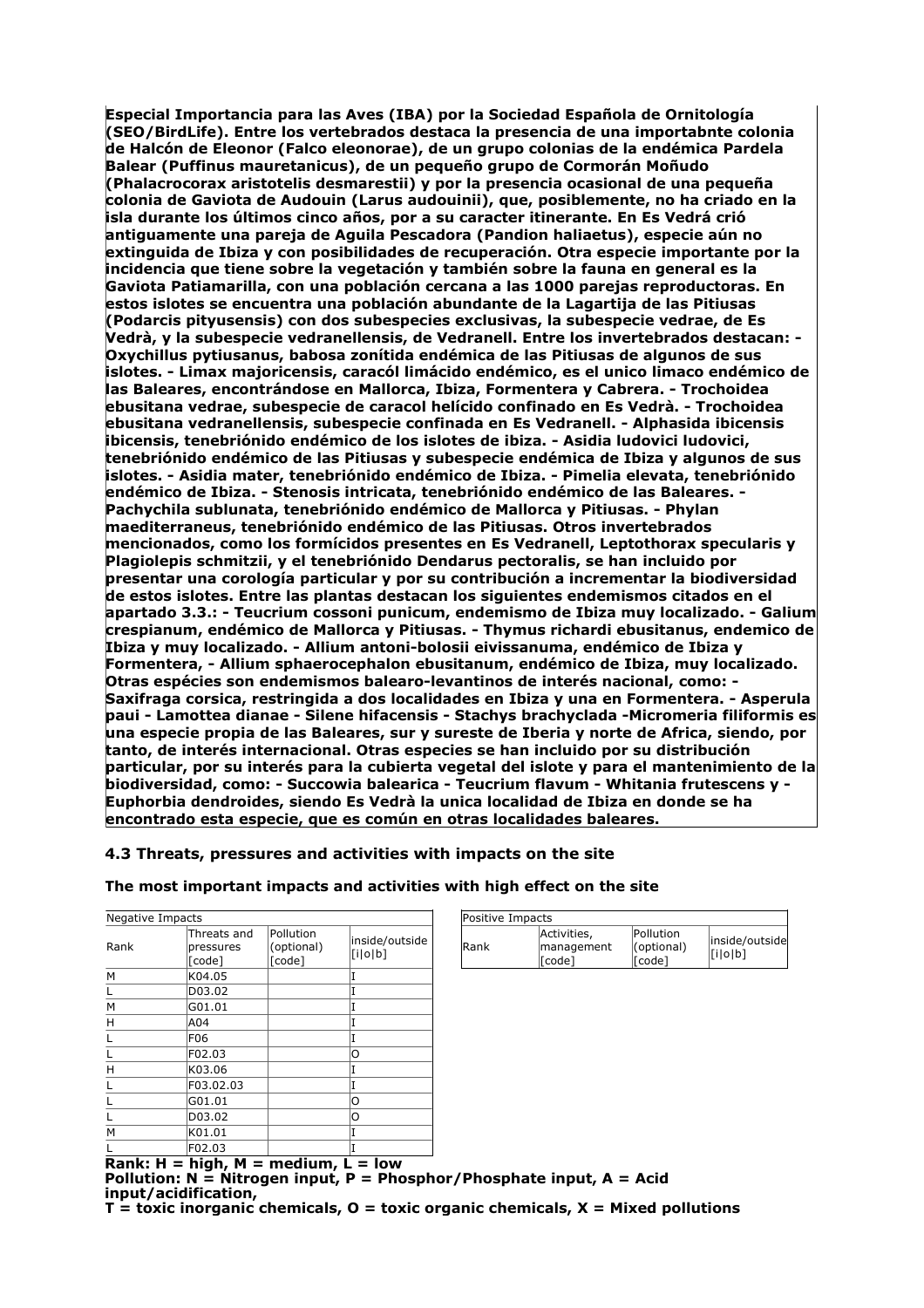**Especial Importancia para las Aves (IBA) por la Sociedad Española de Ornitología (SEO/BirdLife). Entre los vertebrados destaca la presencia de una importabnte colonia de Halcón de Eleonor (Falco eleonorae), de un grupo colonias de la endémica Pardela Balear (Puffinus mauretanicus), de un pequeño grupo de Cormorán Moñudo (Phalacrocorax aristotelis desmarestii) y por la presencia ocasional de una pequeña colonia de Gaviota de Audouin (Larus audouinii), que, posiblemente, no ha criado en la isla durante los últimos cinco años, por a su caracter itinerante. En Es Vedrá crió antiguamente una pareja de Aguila Pescadora (Pandion haliaetus), especie aún no extinguida de Ibiza y con posibilidades de recuperación. Otra especie importante por la incidencia que tiene sobre la vegetación y también sobre la fauna en general es la Gaviota Patiamarilla, con una población cercana a las 1000 parejas reproductoras. En estos islotes se encuentra una población abundante de la Lagartija de las Pitiusas (Podarcis pityusensis) con dos subespecies exclusivas, la subespecie vedrae, de Es Vedrà, y la subespecie vedranellensis, de Vedranell. Entre los invertebrados destacan: - Oxychillus pytiusanus, babosa zonítida endémica de las Pitiusas de algunos de sus islotes. - Limax majoricensis, caracól limácido endémico, es el unico limaco endémico de las Baleares, encontrándose en Mallorca, Ibiza, Formentera y Cabrera. - Trochoidea ebusitana vedrae, subespecie de caracol helícido confinado en Es Vedrà. - Trochoidea ebusitana vedranellensis, subespecie confinada en Es Vedranell. - Alphasida ibicensis ibicensis, tenebriónido endémico de los islotes de ibiza. - Asidia ludovici ludovici, tenebriónido endémico de las Pitiusas y subespecie endémica de Ibiza y algunos de sus islotes. - Asidia mater, tenebriónido endémico de Ibiza. - Pimelia elevata, tenebriónido endémico de Ibiza. - Stenosis intricata, tenebriónido endémico de las Baleares. - Pachychila sublunata, tenebriónido endémico de Mallorca y Pitiusas. - Phylan maediterraneus, tenebriónido endémico de las Pitiusas. Otros invertebrados mencionados, como los formícidos presentes en Es Vedranell, Leptothorax specularis y Plagiolepis schmitzii, y el tenebriónido Dendarus pectoralis, se han incluido por presentar una corología particular y por su contribución a incrementar la biodiversidad de estos islotes. Entre las plantas destacan los siguientes endemismos citados en el apartado 3.3.: - Teucrium cossoni punicum, endemismo de Ibiza muy localizado. - Galium crespianum, endémico de Mallorca y Pitiusas. - Thymus richardi ebusitanus, endemico de Ibiza y muy localizado. - Allium antoni-bolosii eivissanuma, endémico de Ibiza y Formentera, - Allium sphaerocephalon ebusitanum, endémico de Ibiza, muy localizado. Otras espécies son endemismos balearo-levantinos de interés nacional, como: - Saxifraga corsica, restringida a dos localidades en Ibiza y una en Formentera. - Asperula paui - Lamottea dianae - Silene hifacensis - Stachys brachyclada -Micromeria filiformis es una especie propia de las Baleares, sur y sureste de Iberia y norte de Africa, siendo, por tanto, de interés internacional. Otras especies se han incluido por su distribución particular, por su interés para la cubierta vegetal del islote y para el mantenimiento de la biodiversidad, como: - Succowia balearica - Teucrium flavum - Whitania frutescens y - Euphorbia dendroides, siendo Es Vedrà la unica localidad de Ibiza en donde se ha encontrado esta especie, que es común en otras localidades baleares.**

### 4.3 Threats, pressures and activities with impacts on the site

**The most important impacts and activities with high effect on the site**

Negative Impacts

| Rank | Threats and pressures [code] | Pollution (optional) [code] | inside/outside [i\|o\|b] |
|---|---|---|---|
| M | K04.05 | | I |
| L | D03.02 | | I |
| M | G01.01 | | I |
| H | A04 | | I |
| L | F06 | | I |
| L | F02.03 | | O |
| H | K03.06 | | I |
| L | F03.02.03 | | I |
| L | G01.01 | | O |
| L | D03.02 | | O |
| M | K01.01 | | I |
| L | F02.03 | | I |

Positive Impacts

| Rank | Activities, management [code] | Pollution (optional) [code] | inside/outside [i\|o\|b] |
|---|---|---|---|

**Rank: H = high, M = medium, L = low**
**Pollution: N = Nitrogen input, P = Phosphor/Phosphate input, A = Acid input/acidification,**
**T = toxic inorganic chemicals, O = toxic organic chemicals, X = Mixed pollutions**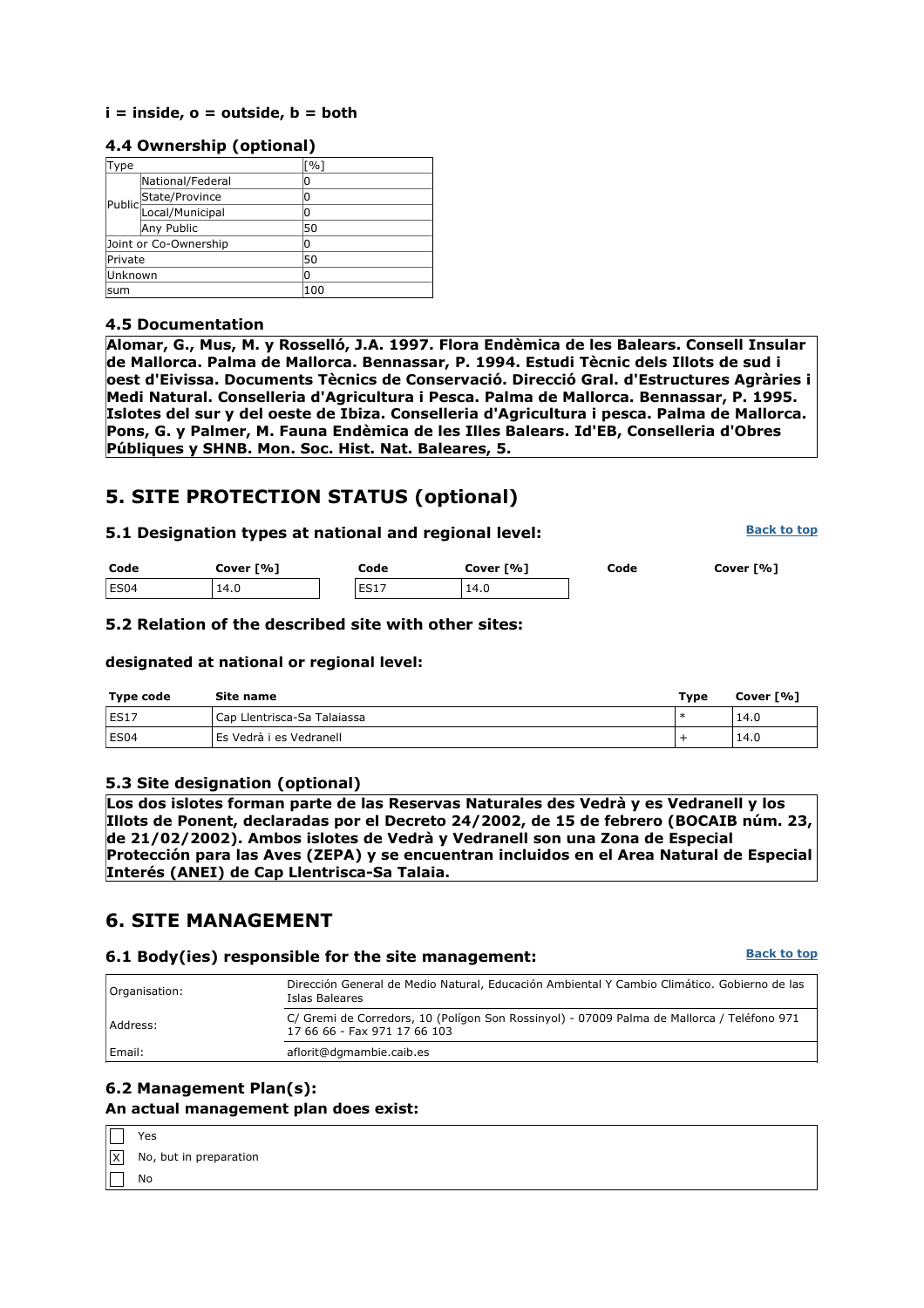**i = inside, o = outside, b = both**

### 4.4 Ownership (optional)

| Type | | [%] |
|---|---|---|
| Public | National/Federal | 0 |
| | State/Province | 0 |
| | Local/Municipal | 0 |
| | Any Public | 50 |
| Joint or Co-Ownership | | 0 |
| Private | | 50 |
| Unknown | | 0 |
| sum | | 100 |

### 4.5 Documentation

**Alomar, G., Mus, M. y Rosselló, J.A. 1997. Flora Endèmica de les Balears. Consell Insular de Mallorca. Palma de Mallorca. Bennassar, P. 1994. Estudi Tècnic dels Illots de sud i oest d'Eivissa. Documents Tècnics de Conservació. Direcció Gral. d'Estructures Agràries i Medi Natural. Conselleria d'Agricultura i Pesca. Palma de Mallorca. Bennassar, P. 1995. Islotes del sur y del oeste de Ibiza. Conselleria d'Agricultura i pesca. Palma de Mallorca. Pons, G. y Palmer, M. Fauna Endèmica de les Illes Balears. Id'EB, Conselleria d'Obres Públiques y SHNB. Mon. Soc. Hist. Nat. Baleares, 5.**

## 5. SITE PROTECTION STATUS (optional)

### 5.1 Designation types at national and regional level:

Back to top

| Code | Cover [%] | Code | Cover [%] | Code | Cover [%] |
|---|---|---|---|---|---|
| ES04 | 14.0 | ES17 | 14.0 | | |

### 5.2 Relation of the described site with other sites:

#### designated at national or regional level:

| Type code | Site name | Type | Cover [%] |
|---|---|---|---|
| ES17 | Cap Llentrisca-Sa Talaiassa | * | 14.0 |
| ES04 | Es Vedrà i es Vedranell | + | 14.0 |

### 5.3 Site designation (optional)

**Los dos islotes forman parte de las Reservas Naturales des Vedrà y es Vedranell y los Illots de Ponent, declaradas por el Decreto 24/2002, de 15 de febrero (BOCAIB núm. 23, de 21/02/2002). Ambos islotes de Vedrà y Vedranell son una Zona de Especial Protección para las Aves (ZEPA) y se encuentran incluidos en el Area Natural de Especial Interés (ANEI) de Cap Llentrisca-Sa Talaia.**

## 6. SITE MANAGEMENT

### 6.1 Body(ies) responsible for the site management:

Back to top

| | |
|---|---|
| Organisation: | Dirección General de Medio Natural, Educación Ambiental Y Cambio Climático. Gobierno de las Islas Baleares |
| Address: | C/ Gremi de Corredors, 10 (Polígon Son Rossinyol) - 07009 Palma de Mallorca / Teléfono 971 17 66 66 - Fax 971 17 66 103 |
| Email: | aflorit@dgmambie.caib.es |

### 6.2 Management Plan(s):

**An actual management plan does exist:**

- [ ] Yes
- [x] No, but in preparation
- [ ] No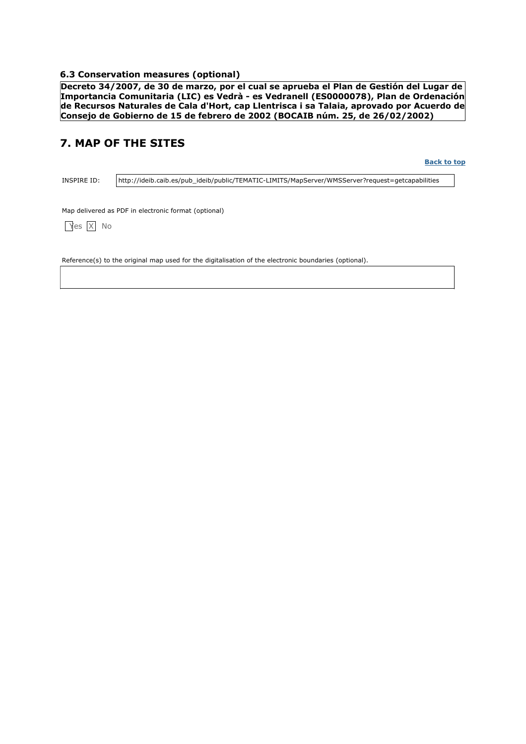### 6.3 Conservation measures (optional)

**Decreto 34/2007, de 30 de marzo, por el cual se aprueba el Plan de Gestión del Lugar de Importancia Comunitaria (LIC) es Vedrà - es Vedranell (ES0000078), Plan de Ordenación de Recursos Naturales de Cala d'Hort, cap Llentrisca i sa Talaia, aprovado por Acuerdo de Consejo de Gobierno de 15 de febrero de 2002 (BOCAIB núm. 25, de 26/02/2002)**

## 7. MAP OF THE SITES

**Back to top**

INSPIRE ID: http://ideib.caib.es/pub_ideib/public/TEMATIC-LIMITS/MapServer/WMSServer?request=getcapabilities

Map delivered as PDF in electronic format (optional)

[ ] Yes [X] No

Reference(s) to the original map used for the digitalisation of the electronic boundaries (optional).